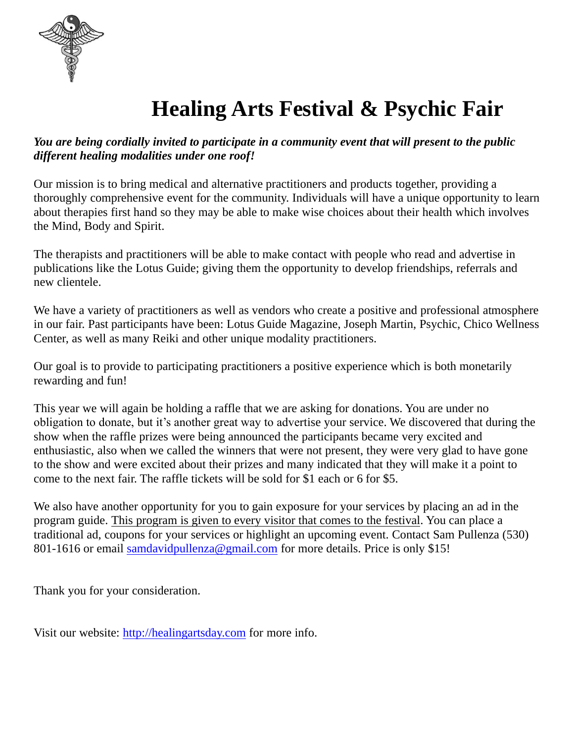# Healing Arts Festival & Psychic Fair

***You are being cordially invited to participate in a community event that will present to the public different healing modalities under one roof!***

Our mission is to bring medical and alternative practitioners and products together, providing a thoroughly comprehensive event for the community. Individuals will have a unique opportunity to learn about therapies first hand so they may be able to make wise choices about their health which involves the Mind, Body and Spirit.

The therapists and practitioners will be able to make contact with people who read and advertise in publications like the Lotus Guide; giving them the opportunity to develop friendships, referrals and new clientele.

We have a variety of practitioners as well as vendors who create a positive and professional atmosphere in our fair. Past participants have been: Lotus Guide Magazine, Joseph Martin, Psychic, Chico Wellness Center, as well as many Reiki and other unique modality practitioners.

Our goal is to provide to participating practitioners a positive experience which is both monetarily rewarding and fun!

This year we will again be holding a raffle that we are asking for donations. You are under no obligation to donate, but it's another great way to advertise your service. We discovered that during the show when the raffle prizes were being announced the participants became very excited and enthusiastic, also when we called the winners that were not present, they were very glad to have gone to the show and were excited about their prizes and many indicated that they will make it a point to come to the next fair. The raffle tickets will be sold for $1 each or 6 for $5.

We also have another opportunity for you to gain exposure for your services by placing an ad in the program guide. <u>This program is given to every visitor that comes to the festival</u>. You can place a traditional ad, coupons for your services or highlight an upcoming event. Contact Sam Pullenza (530) 801-1616 or email samdavidpullenza@gmail.com for more details. Price is only $15!

Thank you for your consideration.

Visit our website: http://healingartsday.com for more info.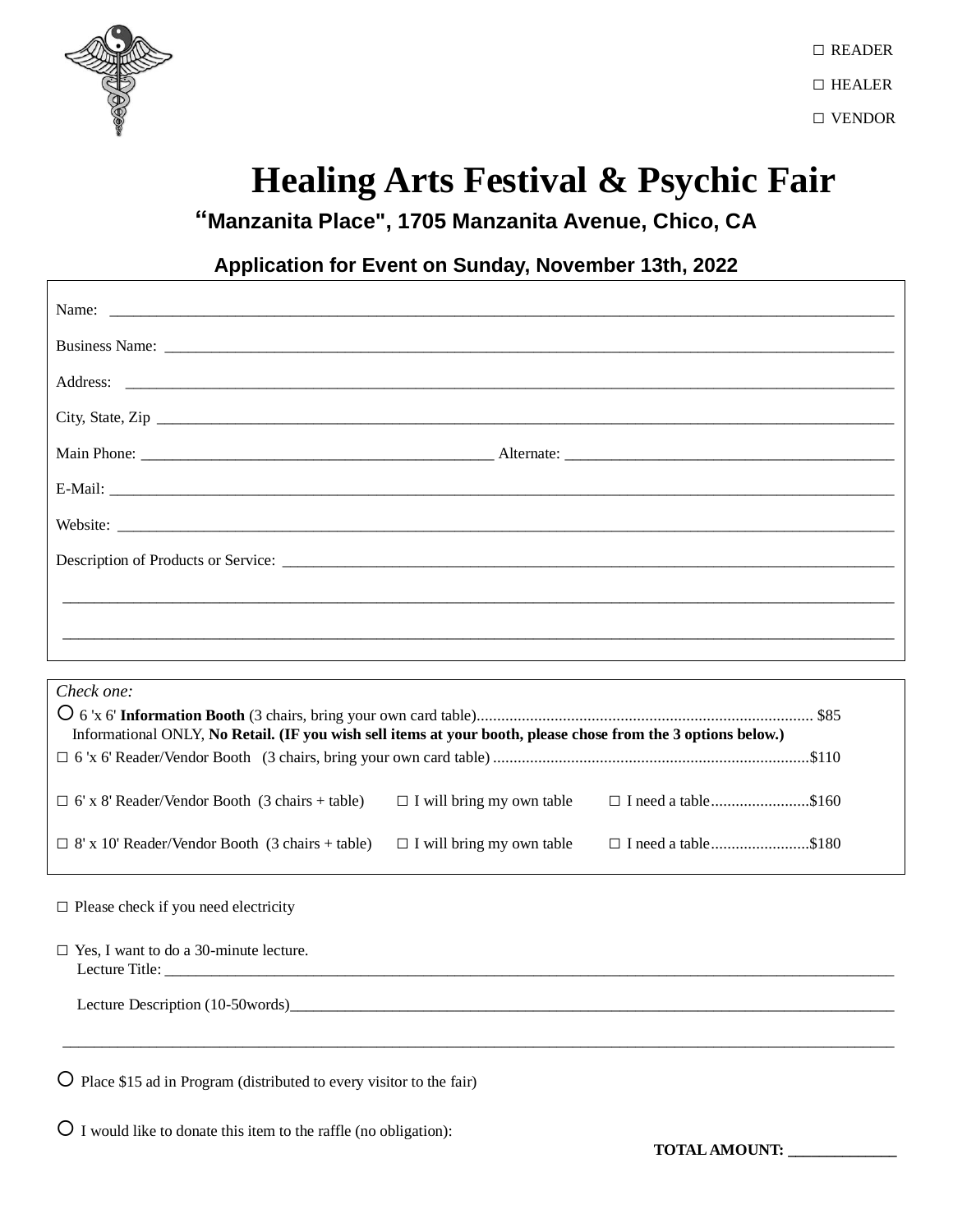☐ READER

☐ HEALER

☐ VENDOR

# Healing Arts Festival & Psychic Fair

**"Manzanita Place", 1705 Manzanita Avenue, Chico, CA**

**Application for Event on Sunday, November 13th, 2022**

Name: ______________________________________________________________________________

Business Name: _______________________________________________________________________

Address: ____________________________________________________________________________

City, State, Zip _______________________________________________________________________

Main Phone: ___________________________________ Alternate: ___________________________________

E-Mail: _____________________________________________________________________________

Website: ____________________________________________________________________________

Description of Products or Service: ______________________________________________________

______________________________________________________________________________________

______________________________________________________________________________________

*Check one:*

○ 6 'x 6' **Information Booth** (3 chairs, bring your own card table)................................................................................. $85
Informational ONLY, **No Retail. (IF you wish sell items at your booth, please chose from the 3 options below.)**

☐ 6 'x 6' Reader/Vendor Booth (3 chairs, bring your own card table) ............................................................................$110

☐ 6' x 8' Reader/Vendor Booth (3 chairs + table) ☐ I will bring my own table ☐ I need a table........................$160

☐ 8' x 10' Reader/Vendor Booth (3 chairs + table) ☐ I will bring my own table ☐ I need a table........................$180

☐ Please check if you need electricity

☐ Yes, I want to do a 30-minute lecture.
Lecture Title: _________________________________________________________________________

Lecture Description (10-50words)__________________________________________________________

______________________________________________________________________________________

○ Place $15 ad in Program (distributed to every visitor to the fair)

○ I would like to donate this item to the raffle (no obligation):

**TOTAL AMOUNT: ______________**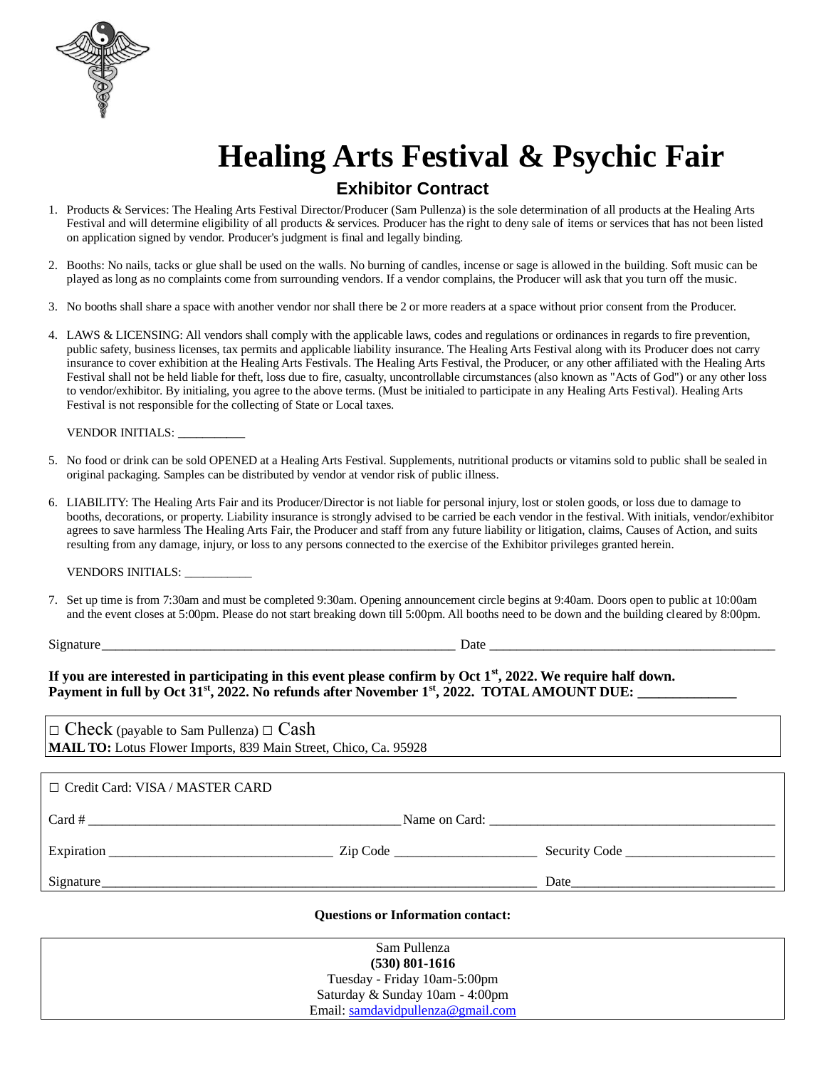# Healing Arts Festival & Psychic Fair

## Exhibitor Contract

1. Products & Services: The Healing Arts Festival Director/Producer (Sam Pullenza) is the sole determination of all products at the Healing Arts Festival and will determine eligibility of all products & services. Producer has the right to deny sale of items or services that has not been listed on application signed by vendor. Producer's judgment is final and legally binding.

2. Booths: No nails, tacks or glue shall be used on the walls. No burning of candles, incense or sage is allowed in the building. Soft music can be played as long as no complaints come from surrounding vendors. If a vendor complains, the Producer will ask that you turn off the music.

3. No booths shall share a space with another vendor nor shall there be 2 or more readers at a space without prior consent from the Producer.

4. LAWS & LICENSING: All vendors shall comply with the applicable laws, codes and regulations or ordinances in regards to fire prevention, public safety, business licenses, tax permits and applicable liability insurance. The Healing Arts Festival along with its Producer does not carry insurance to cover exhibition at the Healing Arts Festivals. The Healing Arts Festival, the Producer, or any other affiliated with the Healing Arts Festival shall not be held liable for theft, loss due to fire, casualty, uncontrollable circumstances (also known as "Acts of God") or any other loss to vendor/exhibitor. By initialing, you agree to the above terms. (Must be initialed to participate in any Healing Arts Festival). Healing Arts Festival is not responsible for the collecting of State or Local taxes.

   VENDOR INITIALS: ___________

5. No food or drink can be sold OPENED at a Healing Arts Festival. Supplements, nutritional products or vitamins sold to public shall be sealed in original packaging. Samples can be distributed by vendor at vendor risk of public illness.

6. LIABILITY: The Healing Arts Fair and its Producer/Director is not liable for personal injury, lost or stolen goods, or loss due to damage to booths, decorations, or property. Liability insurance is strongly advised to be carried be each vendor in the festival. With initials, vendor/exhibitor agrees to save harmless The Healing Arts Fair, the Producer and staff from any future liability or litigation, claims, Causes of Action, and suits resulting from any damage, injury, or loss to any persons connected to the exercise of the Exhibitor privileges granted herein.

   VENDORS INITIALS: ___________

7. Set up time is from 7:30am and must be completed 9:30am. Opening announcement circle begins at 9:40am. Doors open to public at 10:00am and the event closes at 5:00pm. Please do not start breaking down till 5:00pm. All booths need to be down and the building cleared by 8:00pm.

Signature_______________________________________________________ Date ____________________________________________

**If you are interested in participating in this event please confirm by Oct 1st, 2022. We require half down. Payment in full by Oct 31st, 2022. No refunds after November 1st, 2022. TOTAL AMOUNT DUE: ______________**

□ Check (payable to Sam Pullenza) □ Cash
**MAIL TO:** Lotus Flower Imports, 839 Main Street, Chico, Ca. 95928

□ Credit Card: VISA / MASTER CARD

Card # ________________________________________________ Name on Card: ___________________________________________

Expiration __________________________________ Zip Code _____________________ Security Code ______________________

Signature_____________________________________________________________________ Date______________________________

**Questions or Information contact:**

Sam Pullenza
**(530) 801-1616**
Tuesday - Friday 10am-5:00pm
Saturday & Sunday 10am - 4:00pm
Email: samdavidpullenza@gmail.com